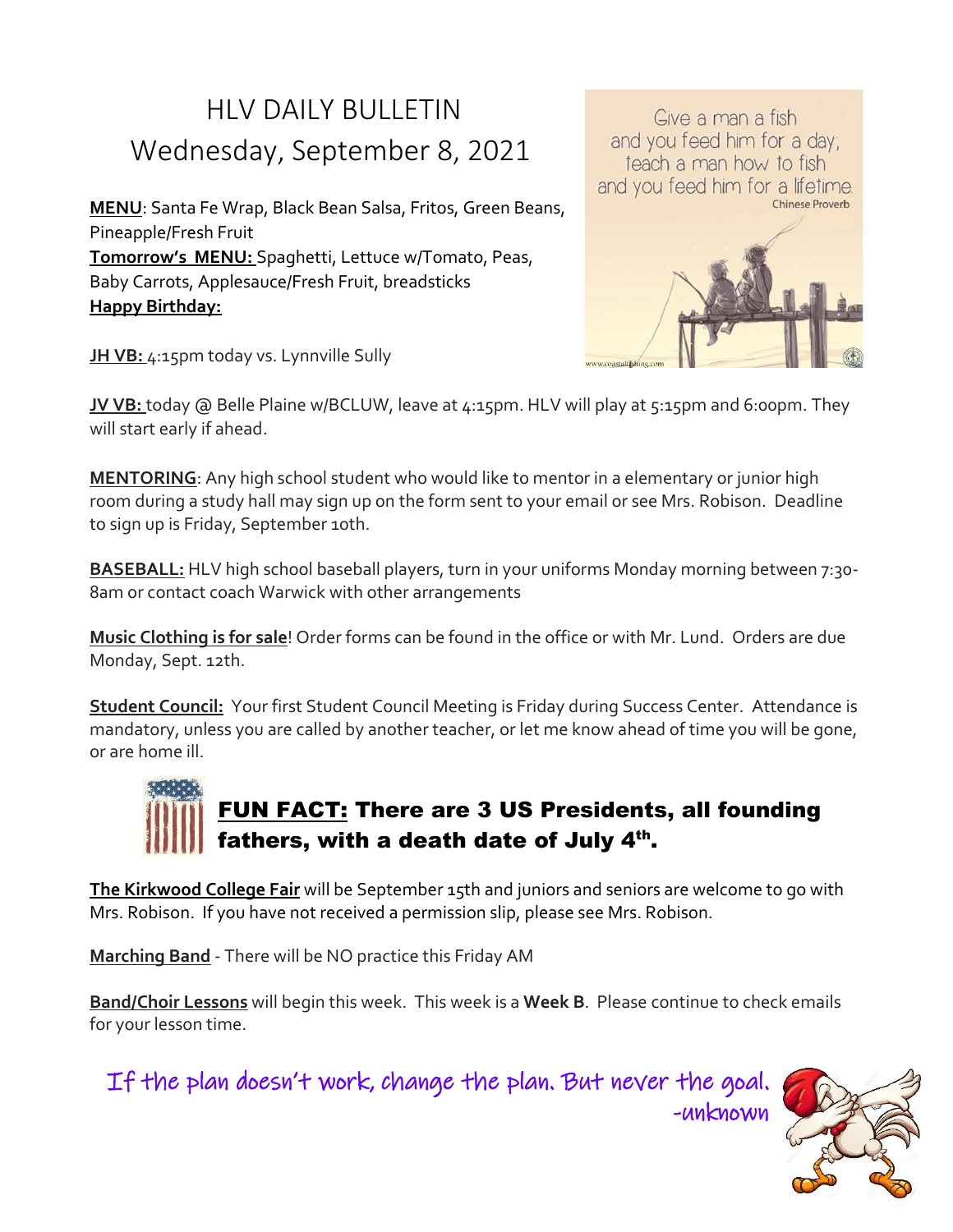# HLV DAILY BULLETIN
## Wednesday, September 8, 2021

Give a man a fish and you feed him for a day, teach a man how to fish and you feed him for a lifetime. Chinese Proverb

**MENU**: Santa Fe Wrap, Black Bean Salsa, Fritos, Green Beans, Pineapple/Fresh Fruit

**Tomorrow's MENU:** Spaghetti, Lettuce w/Tomato, Peas, Baby Carrots, Applesauce/Fresh Fruit, breadsticks

**Happy Birthday:**

**JH VB:** 4:15pm today vs. Lynnville Sully

**JV VB:** today @ Belle Plaine w/BCLUW, leave at 4:15pm. HLV will play at 5:15pm and 6:00pm. They will start early if ahead.

**MENTORING**: Any high school student who would like to mentor in a elementary or junior high room during a study hall may sign up on the form sent to your email or see Mrs. Robison. Deadline to sign up is Friday, September 10th.

**BASEBALL:** HLV high school baseball players, turn in your uniforms Monday morning between 7:30-8am or contact coach Warwick with other arrangements

**Music Clothing is for sale**! Order forms can be found in the office or with Mr. Lund. Orders are due Monday, Sept. 12th.

**Student Council:** Your first Student Council Meeting is Friday during Success Center. Attendance is mandatory, unless you are called by another teacher, or let me know ahead of time you will be gone, or are home ill.

**FUN FACT: There are 3 US Presidents, all founding fathers, with a death date of July 4th.**

**The Kirkwood College Fair** will be September 15th and juniors and seniors are welcome to go with Mrs. Robison. If you have not received a permission slip, please see Mrs. Robison.

**Marching Band** - There will be NO practice this Friday AM

**Band/Choir Lessons** will begin this week. This week is a **Week B**. Please continue to check emails for your lesson time.

*If the plan doesn't work, change the plan. But never the goal.*
*-unknown*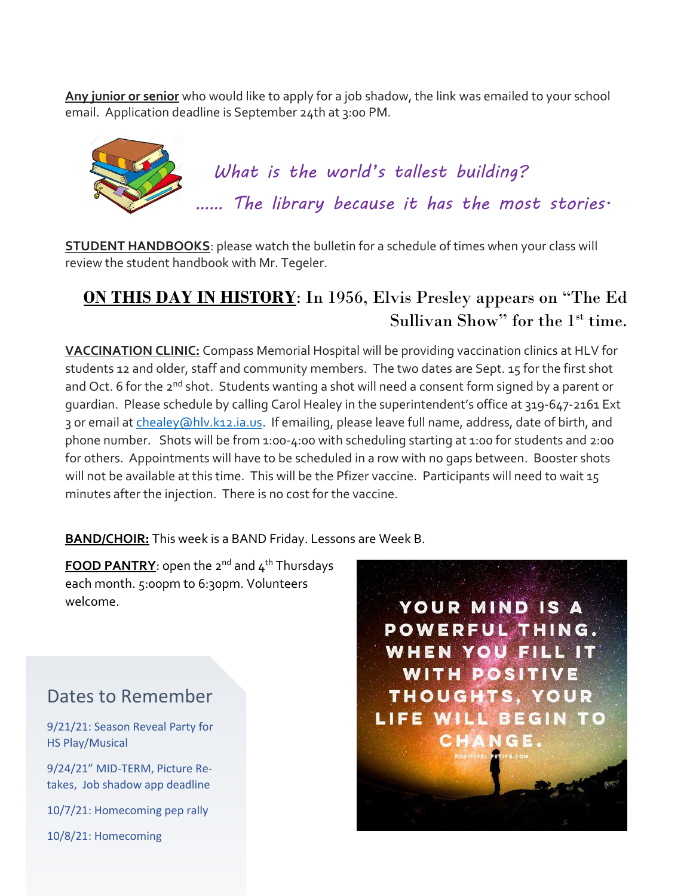**Any junior or senior** who would like to apply for a job shadow, the link was emailed to your school email. Application deadline is September 24th at 3:00 PM.

*What is the world's tallest building?*

*...... The library because it has the most stories.*

**STUDENT HANDBOOKS**: please watch the bulletin for a schedule of times when your class will review the student handbook with Mr. Tegeler.

**ON THIS DAY IN HISTORY**: In 1956, Elvis Presley appears on "The Ed Sullivan Show" for the 1st time.

**VACCINATION CLINIC:** Compass Memorial Hospital will be providing vaccination clinics at HLV for students 12 and older, staff and community members. The two dates are Sept. 15 for the first shot and Oct. 6 for the 2nd shot. Students wanting a shot will need a consent form signed by a parent or guardian. Please schedule by calling Carol Healey in the superintendent's office at 319-647-2161 Ext 3 or email at chealey@hlv.k12.ia.us. If emailing, please leave full name, address, date of birth, and phone number. Shots will be from 1:00-4:00 with scheduling starting at 1:00 for students and 2:00 for others. Appointments will have to be scheduled in a row with no gaps between. Booster shots will not be available at this time. This will be the Pfizer vaccine. Participants will need to wait 15 minutes after the injection. There is no cost for the vaccine.

**BAND/CHOIR:** This week is a BAND Friday. Lessons are Week B.

**FOOD PANTRY**: open the 2nd and 4th Thursdays each month. 5:00pm to 6:30pm. Volunteers welcome.

## Dates to Remember

9/21/21: Season Reveal Party for HS Play/Musical

9/24/21" MID-TERM, Picture Re-takes, Job shadow app deadline

10/7/21: Homecoming pep rally

10/8/21: Homecoming

YOUR MIND IS A POWERFUL THING. WHEN YOU FILL IT WITH POSITIVE THOUGHTS, YOUR LIFE WILL BEGIN TO CHANGE.

POSITIVELIFETIPS.COM